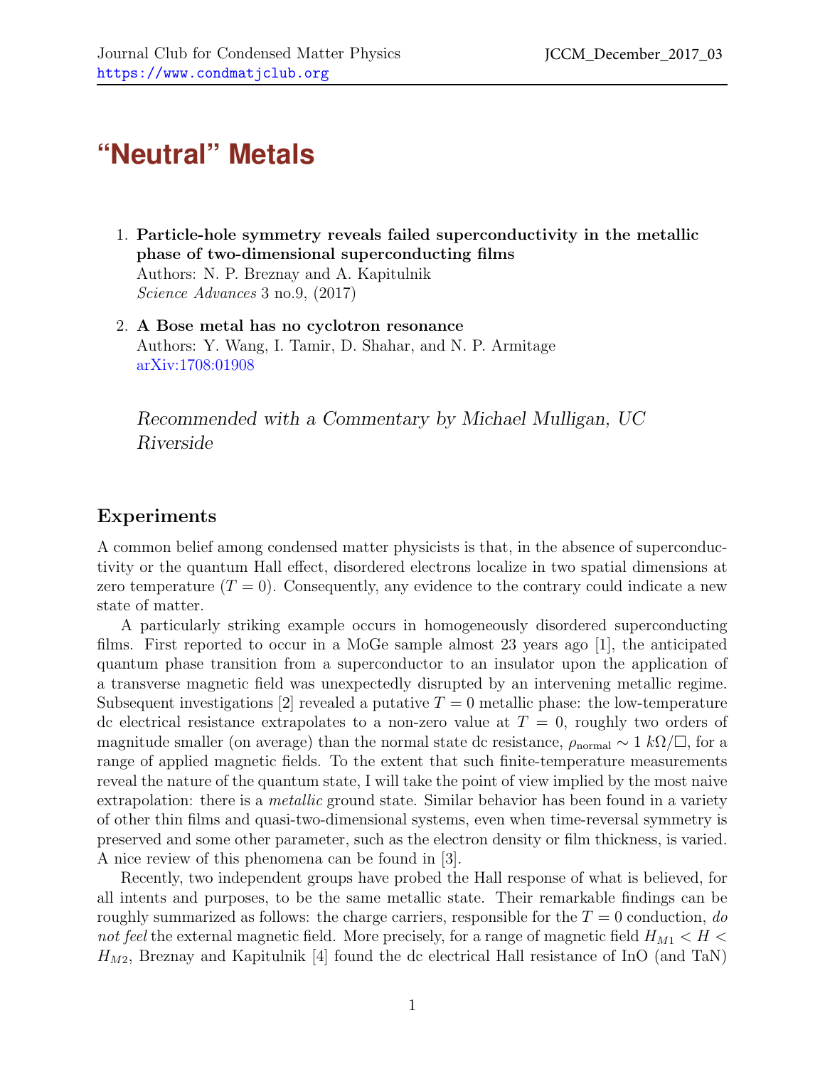# "Neutral" Metals

1. **Particle-hole symmetry reveals failed superconductivity in the metallic phase of two-dimensional superconducting films**
   Authors: N. P. Breznay and A. Kapitulnik
   *Science Advances* 3 no.9, (2017)

2. **A Bose metal has no cyclotron resonance**
   Authors: Y. Wang, I. Tamir, D. Shahar, and N. P. Armitage
   arXiv:1708:01908

*Recommended with a Commentary by Michael Mulligan, UC Riverside*

## Experiments

A common belief among condensed matter physicists is that, in the absence of superconductivity or the quantum Hall effect, disordered electrons localize in two spatial dimensions at zero temperature ($T = 0$). Consequently, any evidence to the contrary could indicate a new state of matter.

A particularly striking example occurs in homogeneously disordered superconducting films. First reported to occur in a MoGe sample almost 23 years ago [1], the anticipated quantum phase transition from a superconductor to an insulator upon the application of a transverse magnetic field was unexpectedly disrupted by an intervening metallic regime. Subsequent investigations [2] revealed a putative $T = 0$ metallic phase: the low-temperature dc electrical resistance extrapolates to a non-zero value at $T = 0$, roughly two orders of magnitude smaller (on average) than the normal state dc resistance, $\rho_{\text{normal}} \sim 1\ k\Omega/\square$, for a range of applied magnetic fields. To the extent that such finite-temperature measurements reveal the nature of the quantum state, I will take the point of view implied by the most naive extrapolation: there is a *metallic* ground state. Similar behavior has been found in a variety of other thin films and quasi-two-dimensional systems, even when time-reversal symmetry is preserved and some other parameter, such as the electron density or film thickness, is varied. A nice review of this phenomena can be found in [3].

Recently, two independent groups have probed the Hall response of what is believed, for all intents and purposes, to be the same metallic state. Their remarkable findings can be roughly summarized as follows: the charge carriers, responsible for the $T = 0$ conduction, *do not feel* the external magnetic field. More precisely, for a range of magnetic field $H_{M1} < H < H_{M2}$, Breznay and Kapitulnik [4] found the dc electrical Hall resistance of InO (and TaN)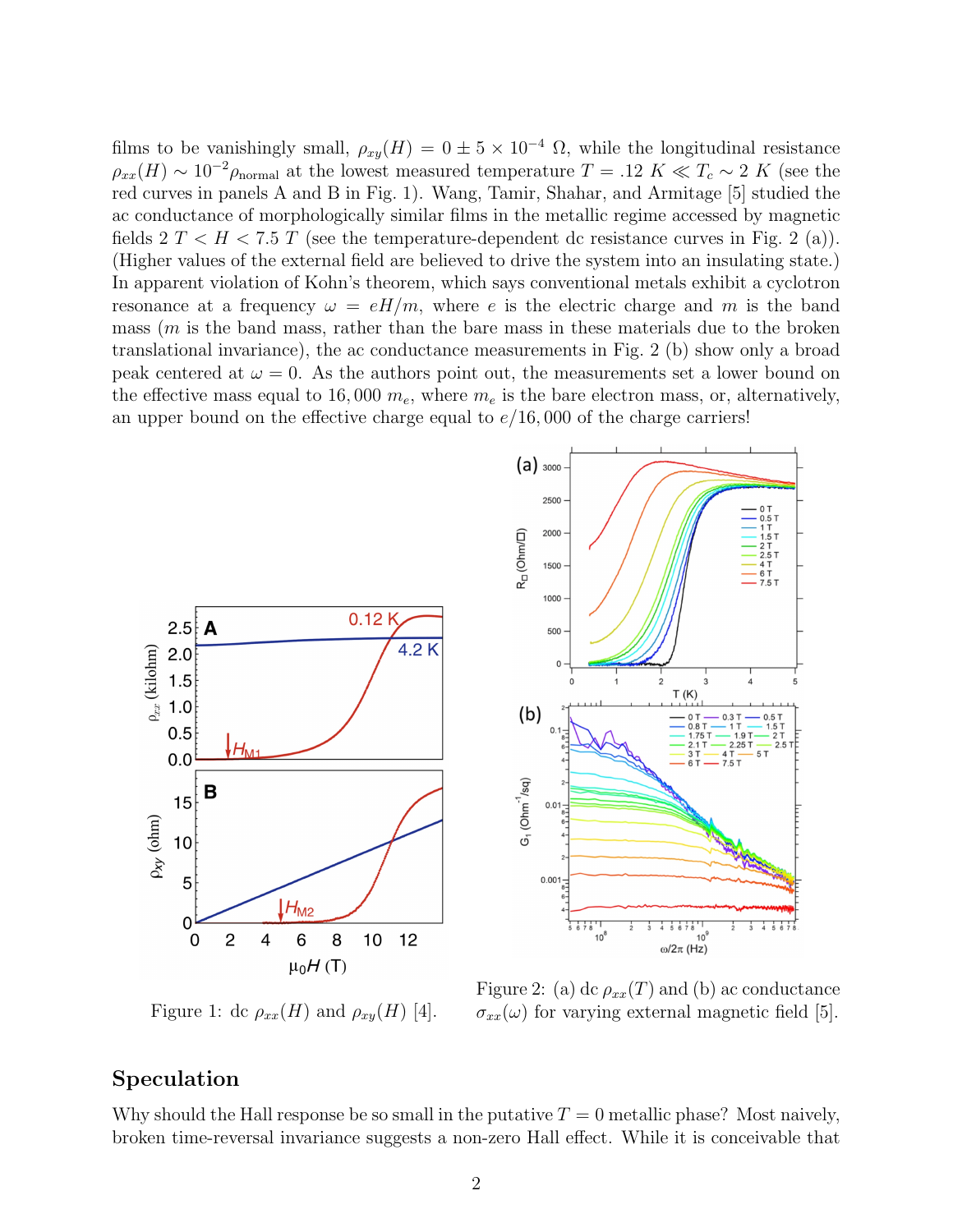films to be vanishingly small, $\rho_{xy}(H) = 0 \pm 5 \times 10^{-4}\ \Omega$, while the longitudinal resistance $\rho_{xx}(H) \sim 10^{-2}\rho_{\text{normal}}$ at the lowest measured temperature $T = .12\ K \ll T_c \sim 2\ K$ (see the red curves in panels A and B in Fig. 1). Wang, Tamir, Shahar, and Armitage [5] studied the ac conductance of morphologically similar films in the metallic regime accessed by magnetic fields $2\ T < H < 7.5\ T$ (see the temperature-dependent dc resistance curves in Fig. 2 (a)). (Higher values of the external field are believed to drive the system into an insulating state.) In apparent violation of Kohn's theorem, which says conventional metals exhibit a cyclotron resonance at a frequency $\omega = eH/m$, where $e$ is the electric charge and $m$ is the band mass ($m$ is the band mass, rather than the bare mass in these materials due to the broken translational invariance), the ac conductance measurements in Fig. 2 (b) show only a broad peak centered at $\omega = 0$. As the authors point out, the measurements set a lower bound on the effective mass equal to $16,000\ m_e$, where $m_e$ is the bare electron mass, or, alternatively, an upper bound on the effective charge equal to $e/16,000$ of the charge carriers!

Figure 1: dc $\rho_{xx}(H)$ and $\rho_{xy}(H)$ [4].

Figure 2: (a) dc $\rho_{xx}(T)$ and (b) ac conductance $\sigma_{xx}(\omega)$ for varying external magnetic field [5].

## Speculation

Why should the Hall response be so small in the putative $T = 0$ metallic phase? Most naively, broken time-reversal invariance suggests a non-zero Hall effect. While it is conceivable that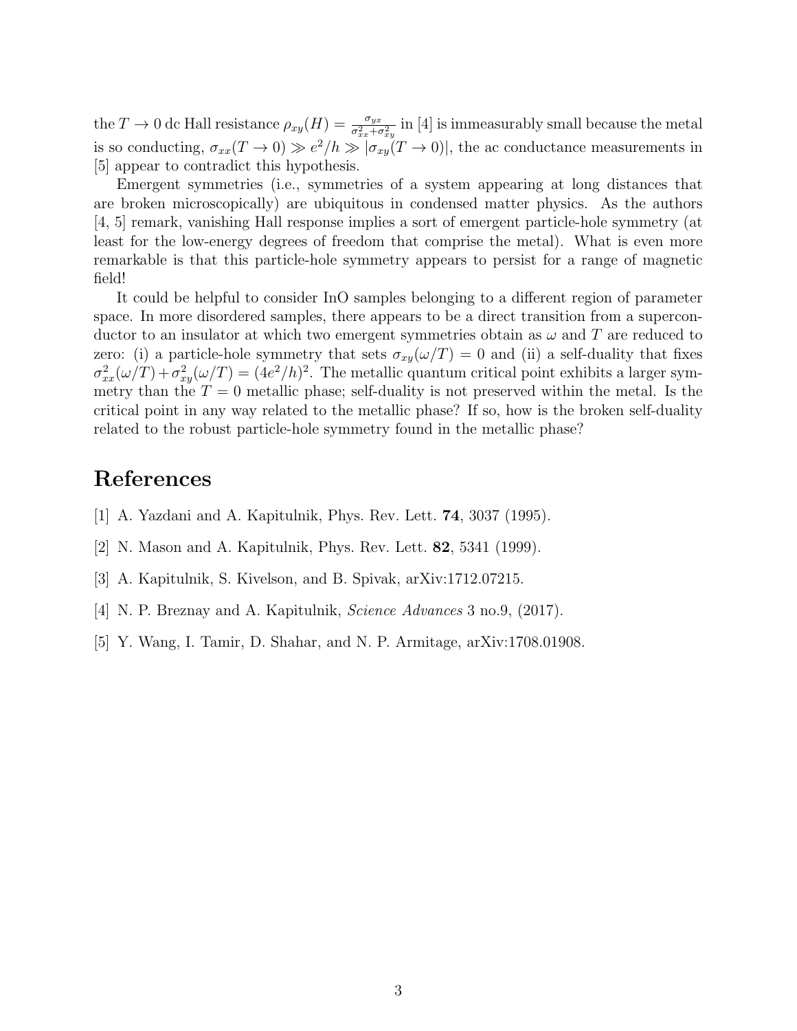the $T \to 0$ dc Hall resistance $\rho_{xy}(H) = \frac{\sigma_{yx}}{\sigma_{xx}^2 + \sigma_{xy}^2}$ in [4] is immeasurably small because the metal is so conducting, $\sigma_{xx}(T \to 0) \gg e^2/h \gg |\sigma_{xy}(T \to 0)|$, the ac conductance measurements in [5] appear to contradict this hypothesis.

Emergent symmetries (i.e., symmetries of a system appearing at long distances that are broken microscopically) are ubiquitous in condensed matter physics. As the authors [4, 5] remark, vanishing Hall response implies a sort of emergent particle-hole symmetry (at least for the low-energy degrees of freedom that comprise the metal). What is even more remarkable is that this particle-hole symmetry appears to persist for a range of magnetic field!

It could be helpful to consider InO samples belonging to a different region of parameter space. In more disordered samples, there appears to be a direct transition from a superconductor to an insulator at which two emergent symmetries obtain as $\omega$ and $T$ are reduced to zero: (i) a particle-hole symmetry that sets $\sigma_{xy}(\omega/T) = 0$ and (ii) a self-duality that fixes $\sigma_{xx}^2(\omega/T) + \sigma_{xy}^2(\omega/T) = (4e^2/h)^2$. The metallic quantum critical point exhibits a larger symmetry than the $T = 0$ metallic phase; self-duality is not preserved within the metal. Is the critical point in any way related to the metallic phase? If so, how is the broken self-duality related to the robust particle-hole symmetry found in the metallic phase?

## References

[1] A. Yazdani and A. Kapitulnik, Phys. Rev. Lett. **74**, 3037 (1995).

[2] N. Mason and A. Kapitulnik, Phys. Rev. Lett. **82**, 5341 (1999).

[3] A. Kapitulnik, S. Kivelson, and B. Spivak, arXiv:1712.07215.

[4] N. P. Breznay and A. Kapitulnik, *Science Advances* 3 no.9, (2017).

[5] Y. Wang, I. Tamir, D. Shahar, and N. P. Armitage, arXiv:1708.01908.